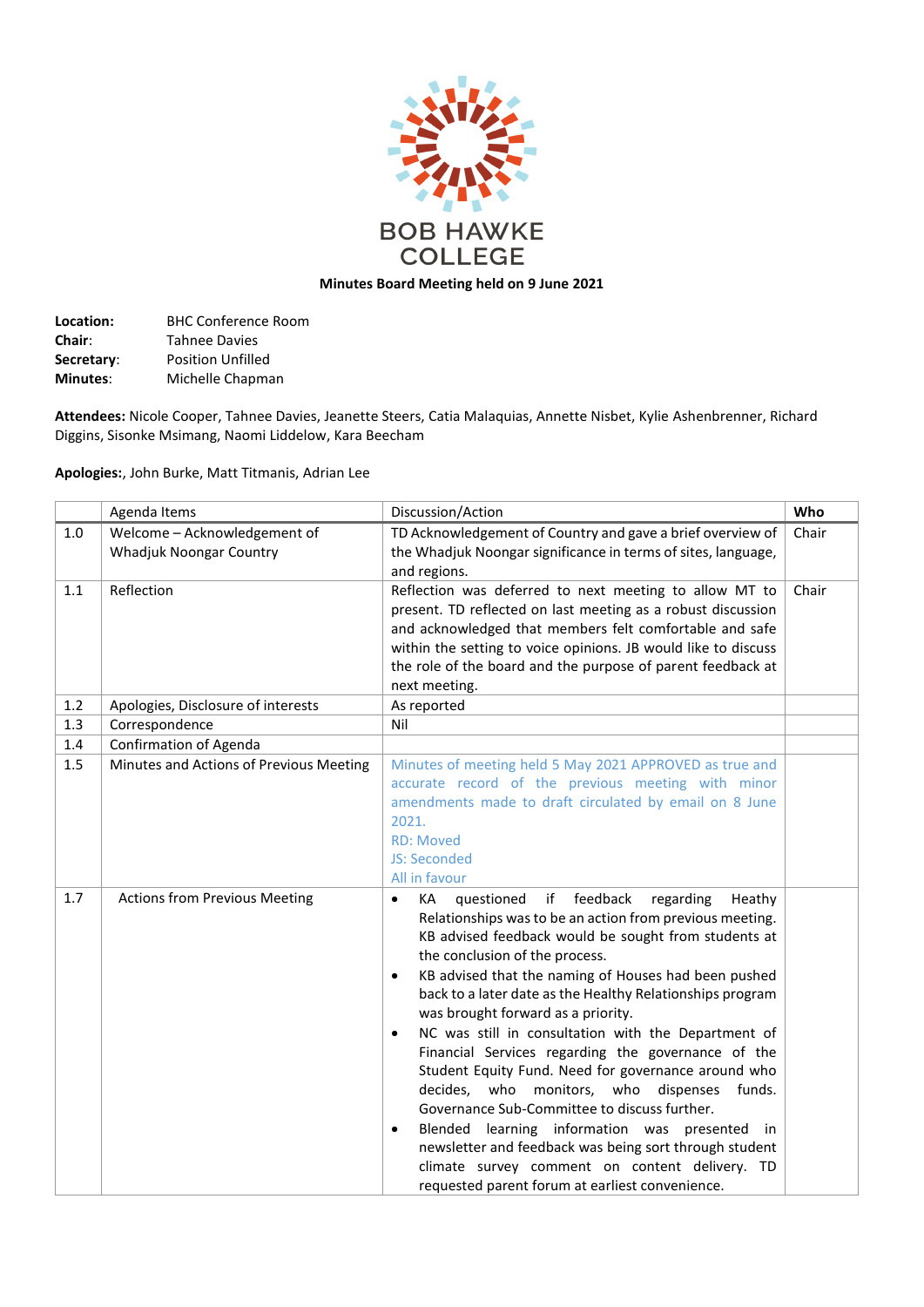BOB HAWKE COLLEGE

**Minutes Board Meeting held on 9 June 2021**

**Location:** BHC Conference Room
**Chair**: Tahnee Davies
**Secretary**: Position Unfilled
**Minutes**: Michelle Chapman

**Attendees:** Nicole Cooper, Tahnee Davies, Jeanette Steers, Catia Malaquias, Annette Nisbet, Kylie Ashenbrenner, Richard Diggins, Sisonke Msimang, Naomi Liddelow, Kara Beecham

**Apologies:**, John Burke, Matt Titmanis, Adrian Lee

| | Agenda Items | Discussion/Action | Who |
|---|---|---|---|
| 1.0 | Welcome – Acknowledgement of Whadjuk Noongar Country | TD Acknowledgement of Country and gave a brief overview of the Whadjuk Noongar significance in terms of sites, language, and regions. | Chair |
| 1.1 | Reflection | Reflection was deferred to next meeting to allow MT to present. TD reflected on last meeting as a robust discussion and acknowledged that members felt comfortable and safe within the setting to voice opinions. JB would like to discuss the role of the board and the purpose of parent feedback at next meeting. | Chair |
| 1.2 | Apologies, Disclosure of interests | As reported | |
| 1.3 | Correspondence | Nil | |
| 1.4 | Confirmation of Agenda | | |
| 1.5 | Minutes and Actions of Previous Meeting | Minutes of meeting held 5 May 2021 APPROVED as true and accurate record of the previous meeting with minor amendments made to draft circulated by email on 8 June 2021.<br>RD: Moved<br>JS: Seconded<br>All in favour | |
| 1.7 | Actions from Previous Meeting | • KA questioned if feedback regarding Heathy Relationships was to be an action from previous meeting. KB advised feedback would be sought from students at the conclusion of the process.<br>• KB advised that the naming of Houses had been pushed back to a later date as the Healthy Relationships program was brought forward as a priority.<br>• NC was still in consultation with the Department of Financial Services regarding the governance of the Student Equity Fund. Need for governance around who decides, who monitors, who dispenses funds. Governance Sub-Committee to discuss further.<br>• Blended learning information was presented in newsletter and feedback was being sort through student climate survey comment on content delivery. TD requested parent forum at earliest convenience. | |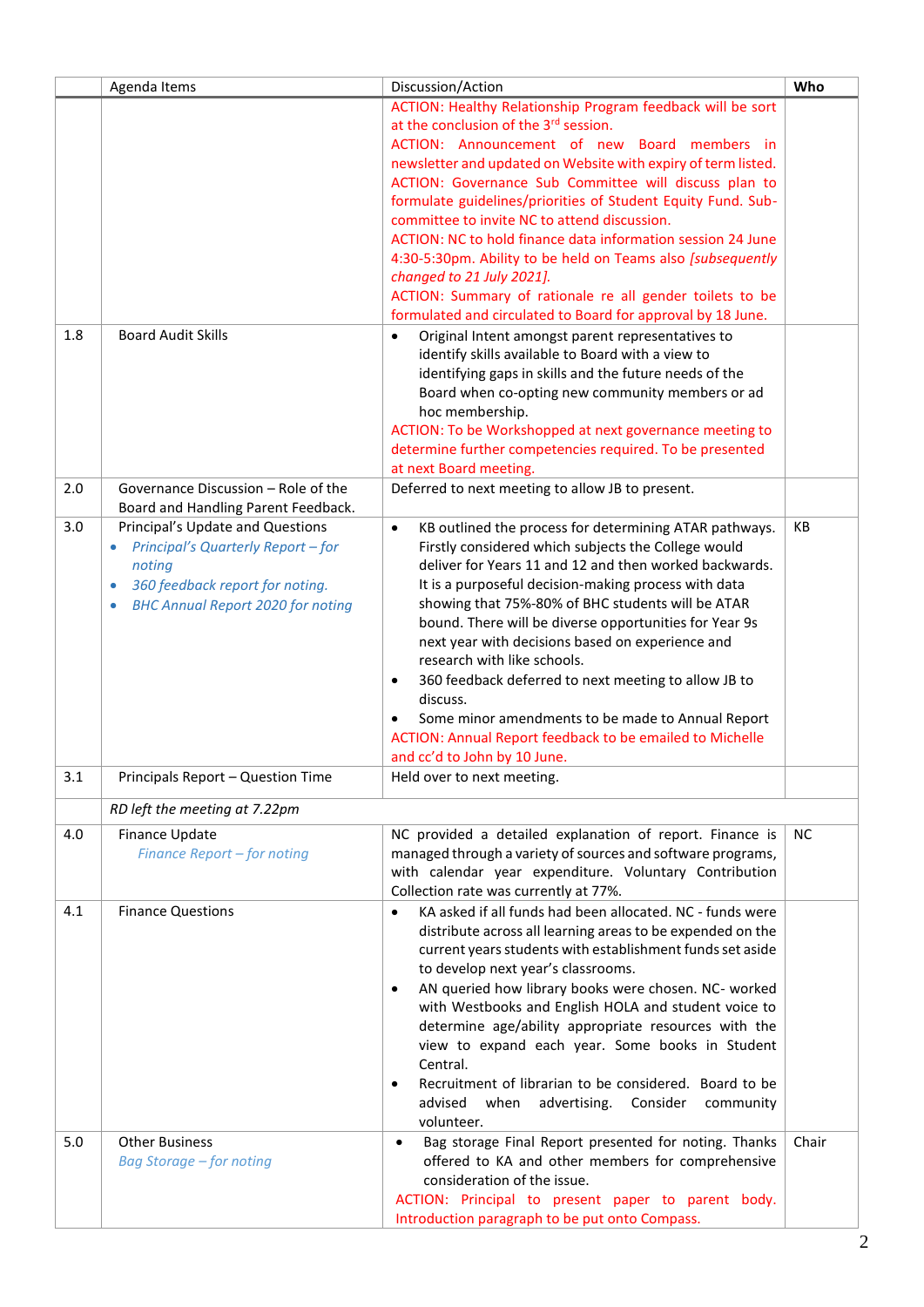| | Agenda Items | Discussion/Action | Who |
|---|---|---|---|
| | | ACTION: Healthy Relationship Program feedback will be sort at the conclusion of the 3rd session.<br>ACTION: Announcement of new Board members in newsletter and updated on Website with expiry of term listed.<br>ACTION: Governance Sub Committee will discuss plan to formulate guidelines/priorities of Student Equity Fund. Sub-committee to invite NC to attend discussion.<br>ACTION: NC to hold finance data information session 24 June 4:30-5:30pm. Ability to be held on Teams also *[subsequently changed to 21 July 2021]*.<br>ACTION: Summary of rationale re all gender toilets to be formulated and circulated to Board for approval by 18 June. | |
| 1.8 | Board Audit Skills | • Original Intent amongst parent representatives to identify skills available to Board with a view to identifying gaps in skills and the future needs of the Board when co-opting new community members or ad hoc membership.<br>ACTION: To be Workshopped at next governance meeting to determine further competencies required. To be presented at next Board meeting. | |
| 2.0 | Governance Discussion – Role of the Board and Handling Parent Feedback. | Deferred to next meeting to allow JB to present. | |
| 3.0 | Principal's Update and Questions<br>• *Principal's Quarterly Report – for noting*<br>• *360 feedback report for noting.*<br>• *BHC Annual Report 2020 for noting* | • KB outlined the process for determining ATAR pathways. Firstly considered which subjects the College would deliver for Years 11 and 12 and then worked backwards. It is a purposeful decision-making process with data showing that 75%-80% of BHC students will be ATAR bound. There will be diverse opportunities for Year 9s next year with decisions based on experience and research with like schools.<br>• 360 feedback deferred to next meeting to allow JB to discuss.<br>• Some minor amendments to be made to Annual Report<br>ACTION: Annual Report feedback to be emailed to Michelle and cc'd to John by 10 June. | KB |
| 3.1 | Principals Report – Question Time | Held over to next meeting. | |
| | *RD left the meeting at 7.22pm* | | |
| 4.0 | Finance Update<br>*Finance Report – for noting* | NC provided a detailed explanation of report. Finance is managed through a variety of sources and software programs, with calendar year expenditure. Voluntary Contribution Collection rate was currently at 77%. | NC |
| 4.1 | Finance Questions | • KA asked if all funds had been allocated. NC - funds were distribute across all learning areas to be expended on the current years students with establishment funds set aside to develop next year's classrooms.<br>• AN queried how library books were chosen. NC- worked with Westbooks and English HOLA and student voice to determine age/ability appropriate resources with the view to expand each year. Some books in Student Central.<br>• Recruitment of librarian to be considered. Board to be advised when advertising. Consider community volunteer. | |
| 5.0 | Other Business<br>*Bag Storage – for noting* | • Bag storage Final Report presented for noting. Thanks offered to KA and other members for comprehensive consideration of the issue.<br>ACTION: Principal to present paper to parent body. Introduction paragraph to be put onto Compass. | Chair |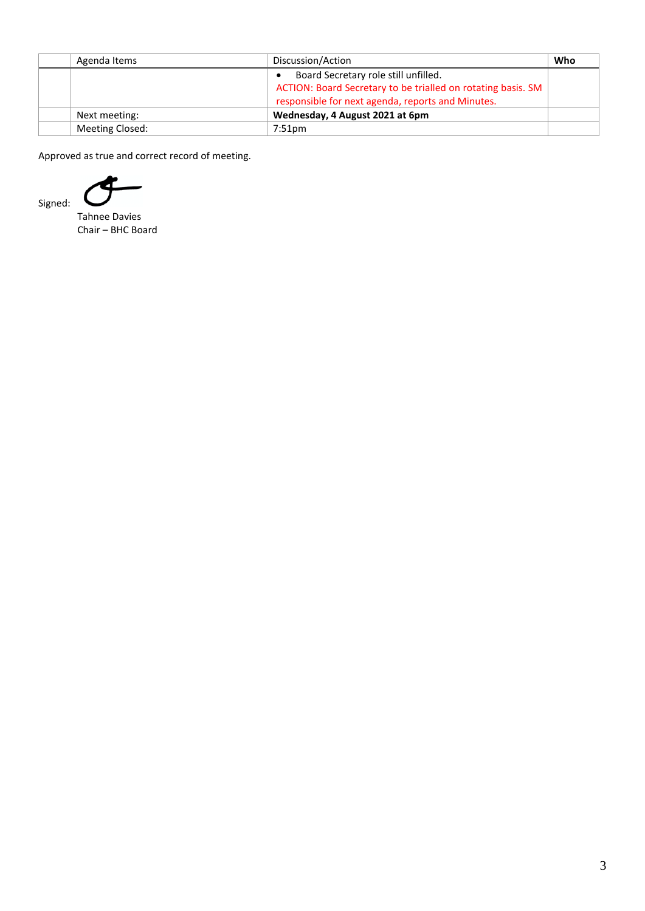| | Agenda Items | Discussion/Action | **Who** |
|---|---|---|---|
| | | • Board Secretary role still unfilled.<br>ACTION: Board Secretary to be trialled on rotating basis. SM responsible for next agenda, reports and Minutes. | |
| | Next meeting: | **Wednesday, 4 August 2021 at 6pm** | |
| | Meeting Closed: | 7:51pm | |

Approved as true and correct record of meeting.

Signed:

Tahnee Davies
Chair – BHC Board